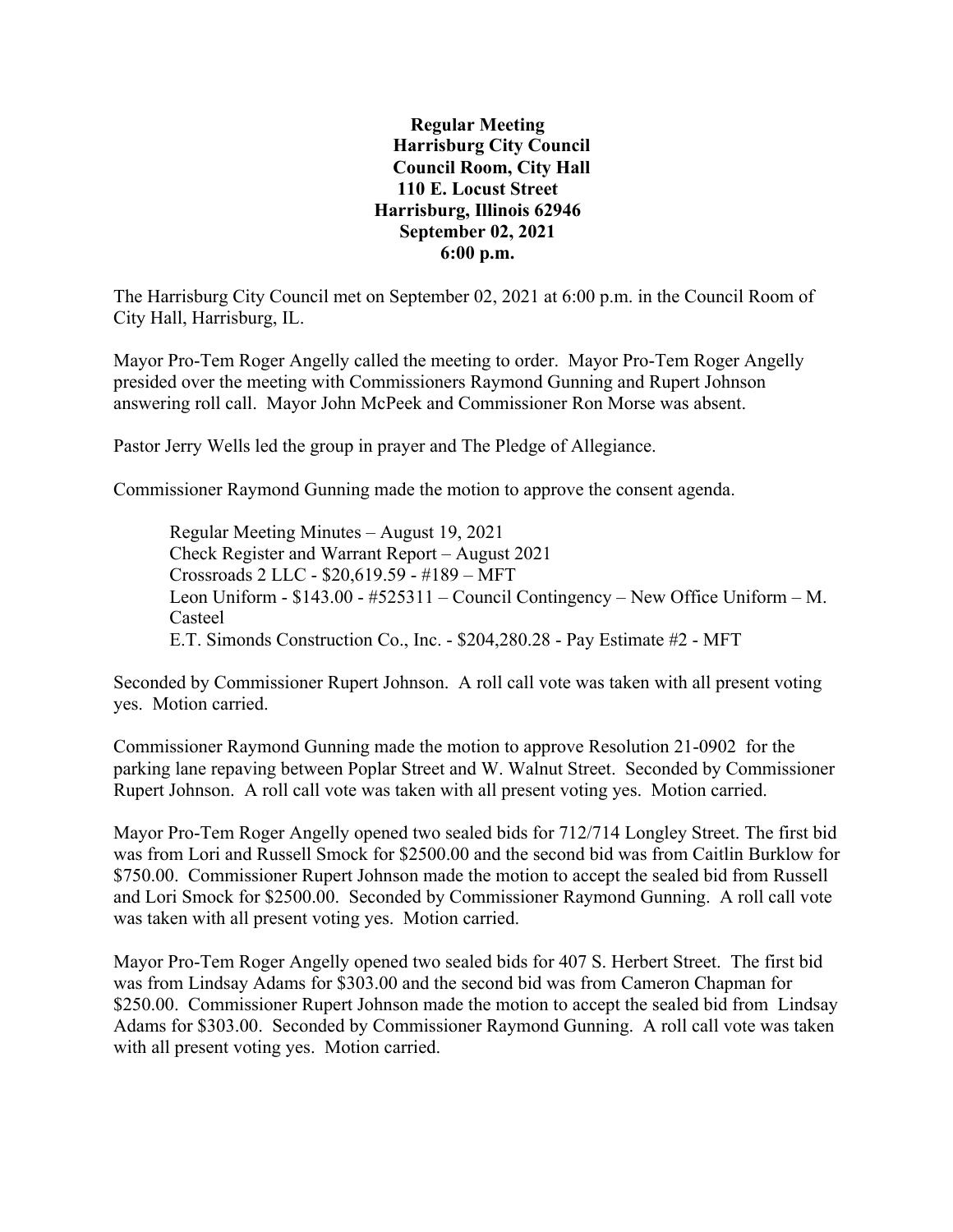**Regular Meeting**
**Harrisburg City Council**
**Council Room, City Hall**
**110 E. Locust Street**
**Harrisburg, Illinois 62946**
**September 02, 2021**
**6:00 p.m.**

The Harrisburg City Council met on September 02, 2021 at 6:00 p.m. in the Council Room of City Hall, Harrisburg, IL.

Mayor Pro-Tem Roger Angelly called the meeting to order. Mayor Pro-Tem Roger Angelly presided over the meeting with Commissioners Raymond Gunning and Rupert Johnson answering roll call. Mayor John McPeek and Commissioner Ron Morse was absent.

Pastor Jerry Wells led the group in prayer and The Pledge of Allegiance.

Commissioner Raymond Gunning made the motion to approve the consent agenda.

> Regular Meeting Minutes – August 19, 2021
> Check Register and Warrant Report – August 2021
> Crossroads 2 LLC - $20,619.59 - #189 – MFT
> Leon Uniform - $143.00 - #525311 – Council Contingency – New Office Uniform – M. Casteel
> E.T. Simonds Construction Co., Inc. - $204,280.28 - Pay Estimate #2 - MFT

Seconded by Commissioner Rupert Johnson. A roll call vote was taken with all present voting yes. Motion carried.

Commissioner Raymond Gunning made the motion to approve Resolution 21-0902 for the parking lane repaving between Poplar Street and W. Walnut Street. Seconded by Commissioner Rupert Johnson. A roll call vote was taken with all present voting yes. Motion carried.

Mayor Pro-Tem Roger Angelly opened two sealed bids for 712/714 Longley Street. The first bid was from Lori and Russell Smock for $2500.00 and the second bid was from Caitlin Burklow for $750.00. Commissioner Rupert Johnson made the motion to accept the sealed bid from Russell and Lori Smock for $2500.00. Seconded by Commissioner Raymond Gunning. A roll call vote was taken with all present voting yes. Motion carried.

Mayor Pro-Tem Roger Angelly opened two sealed bids for 407 S. Herbert Street. The first bid was from Lindsay Adams for $303.00 and the second bid was from Cameron Chapman for $250.00. Commissioner Rupert Johnson made the motion to accept the sealed bid from Lindsay Adams for $303.00. Seconded by Commissioner Raymond Gunning. A roll call vote was taken with all present voting yes. Motion carried.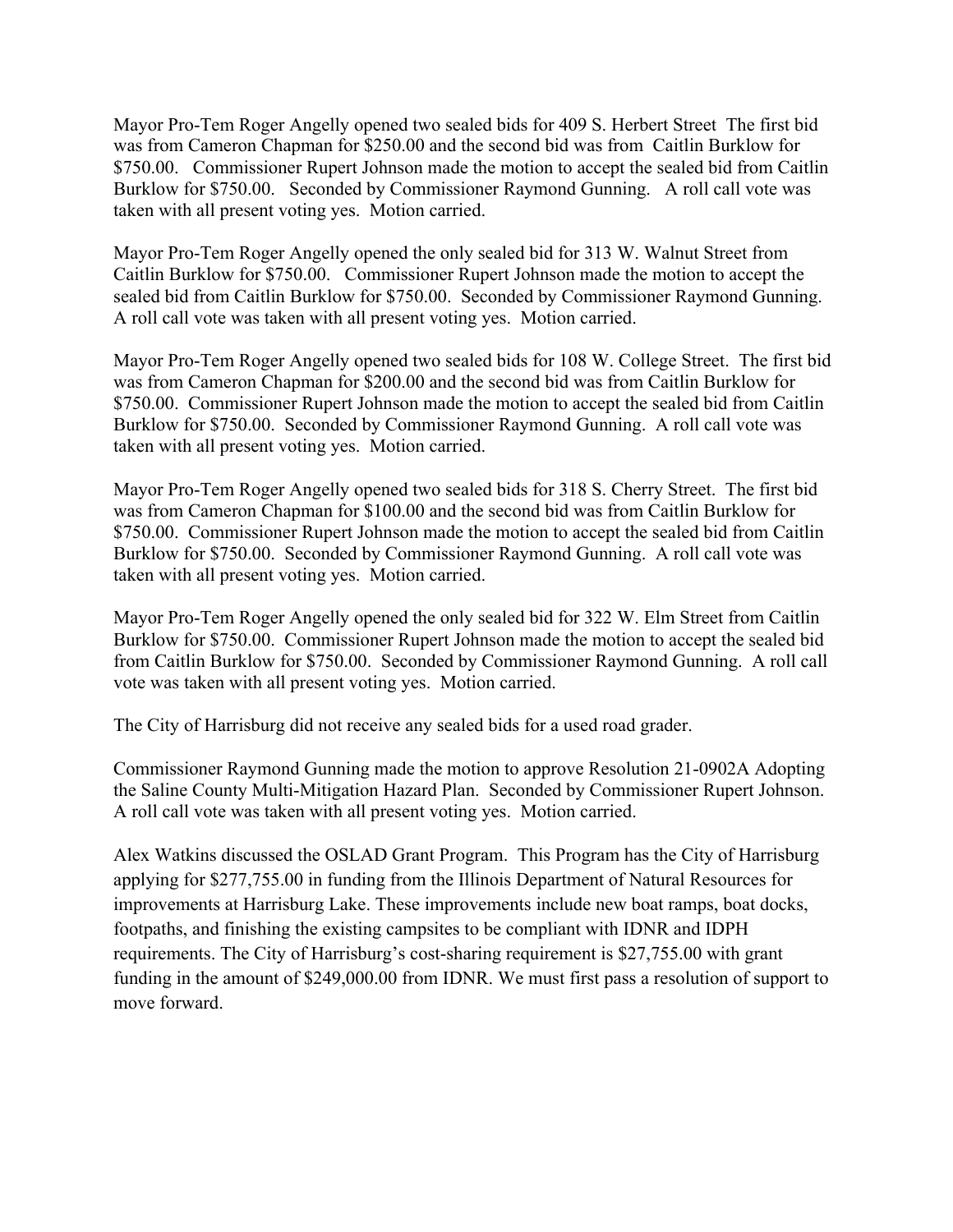Mayor Pro-Tem Roger Angelly opened two sealed bids for 409 S. Herbert Street The first bid was from Cameron Chapman for $250.00 and the second bid was from Caitlin Burklow for $750.00. Commissioner Rupert Johnson made the motion to accept the sealed bid from Caitlin Burklow for $750.00. Seconded by Commissioner Raymond Gunning. A roll call vote was taken with all present voting yes. Motion carried.

Mayor Pro-Tem Roger Angelly opened the only sealed bid for 313 W. Walnut Street from Caitlin Burklow for $750.00. Commissioner Rupert Johnson made the motion to accept the sealed bid from Caitlin Burklow for $750.00. Seconded by Commissioner Raymond Gunning. A roll call vote was taken with all present voting yes. Motion carried.

Mayor Pro-Tem Roger Angelly opened two sealed bids for 108 W. College Street. The first bid was from Cameron Chapman for $200.00 and the second bid was from Caitlin Burklow for $750.00. Commissioner Rupert Johnson made the motion to accept the sealed bid from Caitlin Burklow for $750.00. Seconded by Commissioner Raymond Gunning. A roll call vote was taken with all present voting yes. Motion carried.

Mayor Pro-Tem Roger Angelly opened two sealed bids for 318 S. Cherry Street. The first bid was from Cameron Chapman for $100.00 and the second bid was from Caitlin Burklow for $750.00. Commissioner Rupert Johnson made the motion to accept the sealed bid from Caitlin Burklow for $750.00. Seconded by Commissioner Raymond Gunning. A roll call vote was taken with all present voting yes. Motion carried.

Mayor Pro-Tem Roger Angelly opened the only sealed bid for 322 W. Elm Street from Caitlin Burklow for $750.00. Commissioner Rupert Johnson made the motion to accept the sealed bid from Caitlin Burklow for $750.00. Seconded by Commissioner Raymond Gunning. A roll call vote was taken with all present voting yes. Motion carried.

The City of Harrisburg did not receive any sealed bids for a used road grader.

Commissioner Raymond Gunning made the motion to approve Resolution 21-0902A Adopting the Saline County Multi-Mitigation Hazard Plan. Seconded by Commissioner Rupert Johnson. A roll call vote was taken with all present voting yes. Motion carried.

Alex Watkins discussed the OSLAD Grant Program. This Program has the City of Harrisburg applying for $277,755.00 in funding from the Illinois Department of Natural Resources for improvements at Harrisburg Lake. These improvements include new boat ramps, boat docks, footpaths, and finishing the existing campsites to be compliant with IDNR and IDPH requirements. The City of Harrisburg's cost-sharing requirement is $27,755.00 with grant funding in the amount of $249,000.00 from IDNR. We must first pass a resolution of support to move forward.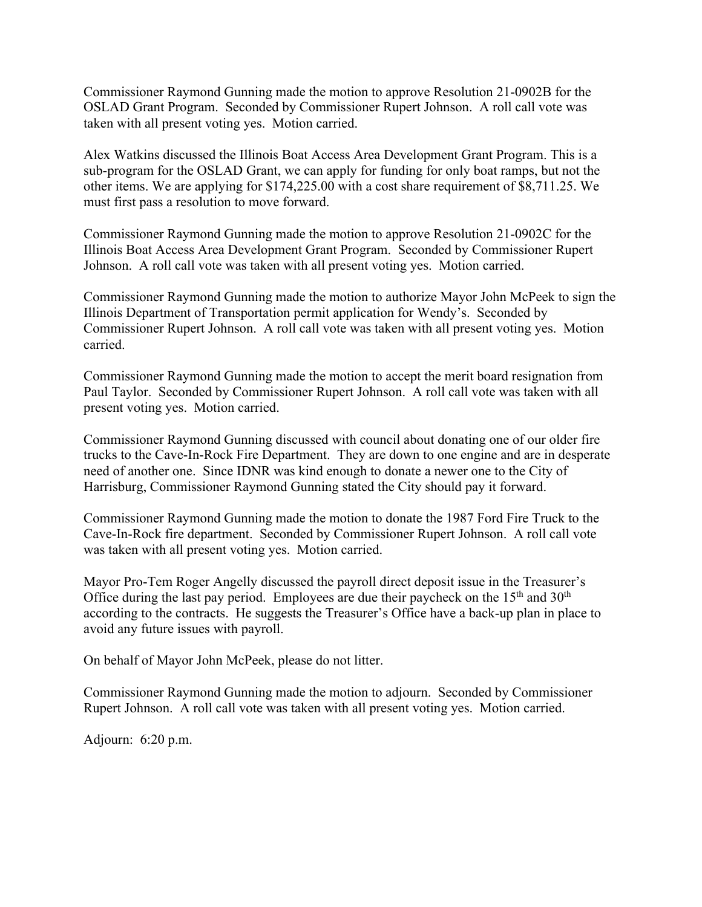Commissioner Raymond Gunning made the motion to approve Resolution 21-0902B for the OSLAD Grant Program. Seconded by Commissioner Rupert Johnson. A roll call vote was taken with all present voting yes. Motion carried.

Alex Watkins discussed the Illinois Boat Access Area Development Grant Program. This is a sub-program for the OSLAD Grant, we can apply for funding for only boat ramps, but not the other items. We are applying for $174,225.00 with a cost share requirement of $8,711.25. We must first pass a resolution to move forward.

Commissioner Raymond Gunning made the motion to approve Resolution 21-0902C for the Illinois Boat Access Area Development Grant Program. Seconded by Commissioner Rupert Johnson. A roll call vote was taken with all present voting yes. Motion carried.

Commissioner Raymond Gunning made the motion to authorize Mayor John McPeek to sign the Illinois Department of Transportation permit application for Wendy's. Seconded by Commissioner Rupert Johnson. A roll call vote was taken with all present voting yes. Motion carried.

Commissioner Raymond Gunning made the motion to accept the merit board resignation from Paul Taylor. Seconded by Commissioner Rupert Johnson. A roll call vote was taken with all present voting yes. Motion carried.

Commissioner Raymond Gunning discussed with council about donating one of our older fire trucks to the Cave-In-Rock Fire Department. They are down to one engine and are in desperate need of another one. Since IDNR was kind enough to donate a newer one to the City of Harrisburg, Commissioner Raymond Gunning stated the City should pay it forward.

Commissioner Raymond Gunning made the motion to donate the 1987 Ford Fire Truck to the Cave-In-Rock fire department. Seconded by Commissioner Rupert Johnson. A roll call vote was taken with all present voting yes. Motion carried.

Mayor Pro-Tem Roger Angelly discussed the payroll direct deposit issue in the Treasurer's Office during the last pay period. Employees are due their paycheck on the 15th and 30th according to the contracts. He suggests the Treasurer's Office have a back-up plan in place to avoid any future issues with payroll.

On behalf of Mayor John McPeek, please do not litter.

Commissioner Raymond Gunning made the motion to adjourn. Seconded by Commissioner Rupert Johnson. A roll call vote was taken with all present voting yes. Motion carried.

Adjourn: 6:20 p.m.